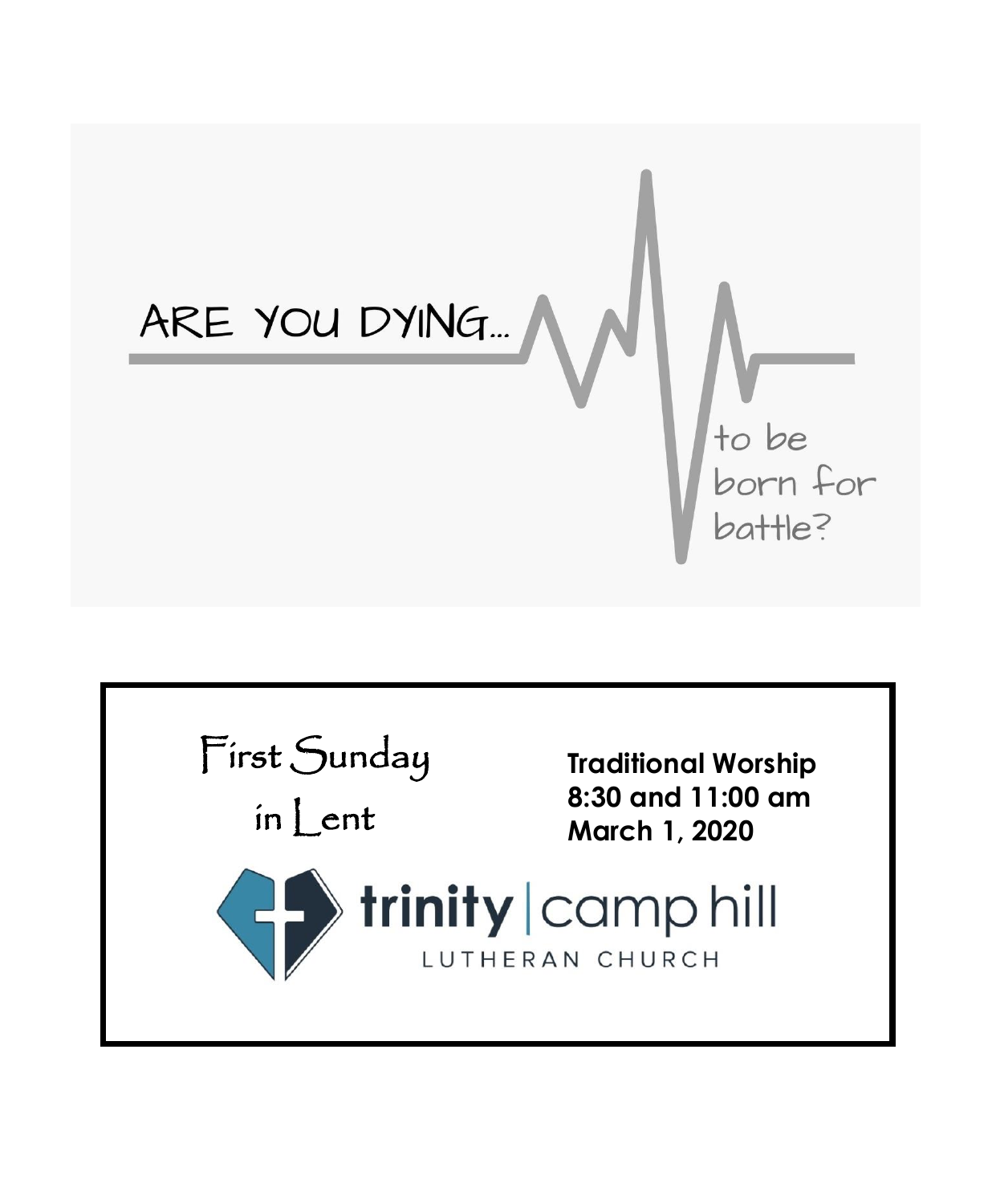# ARE YOU DYING...

to be born for battle?

First Sunday in Lent

**Traditional Worship**
**8:30 and 11:00 am**
**March 1, 2020**

trinity | camp hill
LUTHERAN CHURCH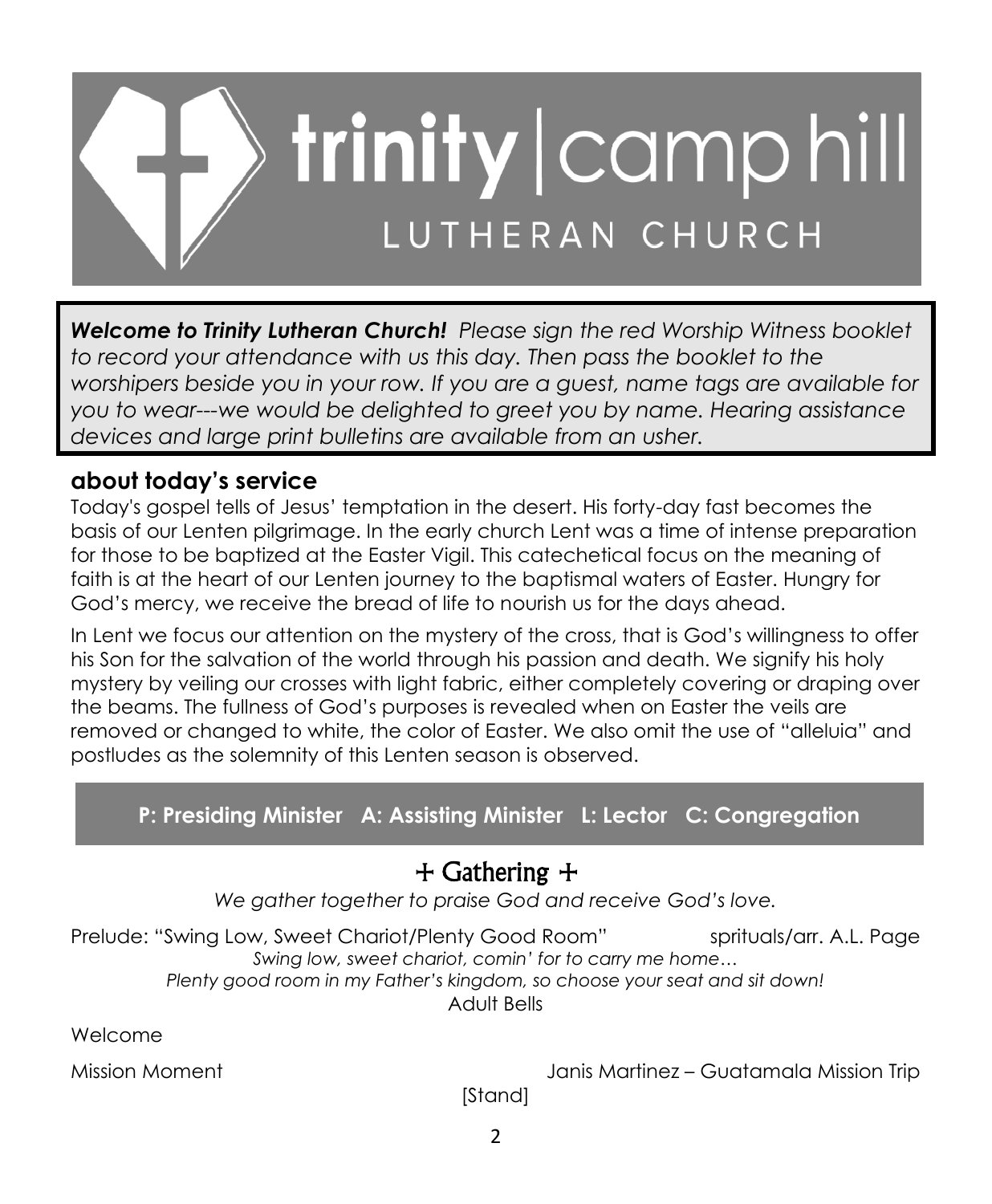# trinity | camp hill LUTHERAN CHURCH

***Welcome to Trinity Lutheran Church!*** *Please sign the red Worship Witness booklet to record your attendance with us this day. Then pass the booklet to the worshipers beside you in your row. If you are a guest, name tags are available for you to wear---we would be delighted to greet you by name. Hearing assistance devices and large print bulletins are available from an usher.*

## about today's service

Today's gospel tells of Jesus' temptation in the desert. His forty-day fast becomes the basis of our Lenten pilgrimage. In the early church Lent was a time of intense preparation for those to be baptized at the Easter Vigil. This catechetical focus on the meaning of faith is at the heart of our Lenten journey to the baptismal waters of Easter. Hungry for God's mercy, we receive the bread of life to nourish us for the days ahead.

In Lent we focus our attention on the mystery of the cross, that is God's willingness to offer his Son for the salvation of the world through his passion and death. We signify his holy mystery by veiling our crosses with light fabric, either completely covering or draping over the beams. The fullness of God's purposes is revealed when on Easter the veils are removed or changed to white, the color of Easter. We also omit the use of "alleluia" and postludes as the solemnity of this Lenten season is observed.

**P: Presiding Minister A: Assisting Minister L: Lector C: Congregation**

## + Gathering +

*We gather together to praise God and receive God's love.*

Prelude: "Swing Low, Sweet Chariot/Plenty Good Room" sprituals/arr. A.L. Page

*Swing low, sweet chariot, comin' for to carry me home…*
*Plenty good room in my Father's kingdom, so choose your seat and sit down!*

Adult Bells

Welcome

Mission Moment Janis Martinez – Guatamala Mission Trip

[Stand]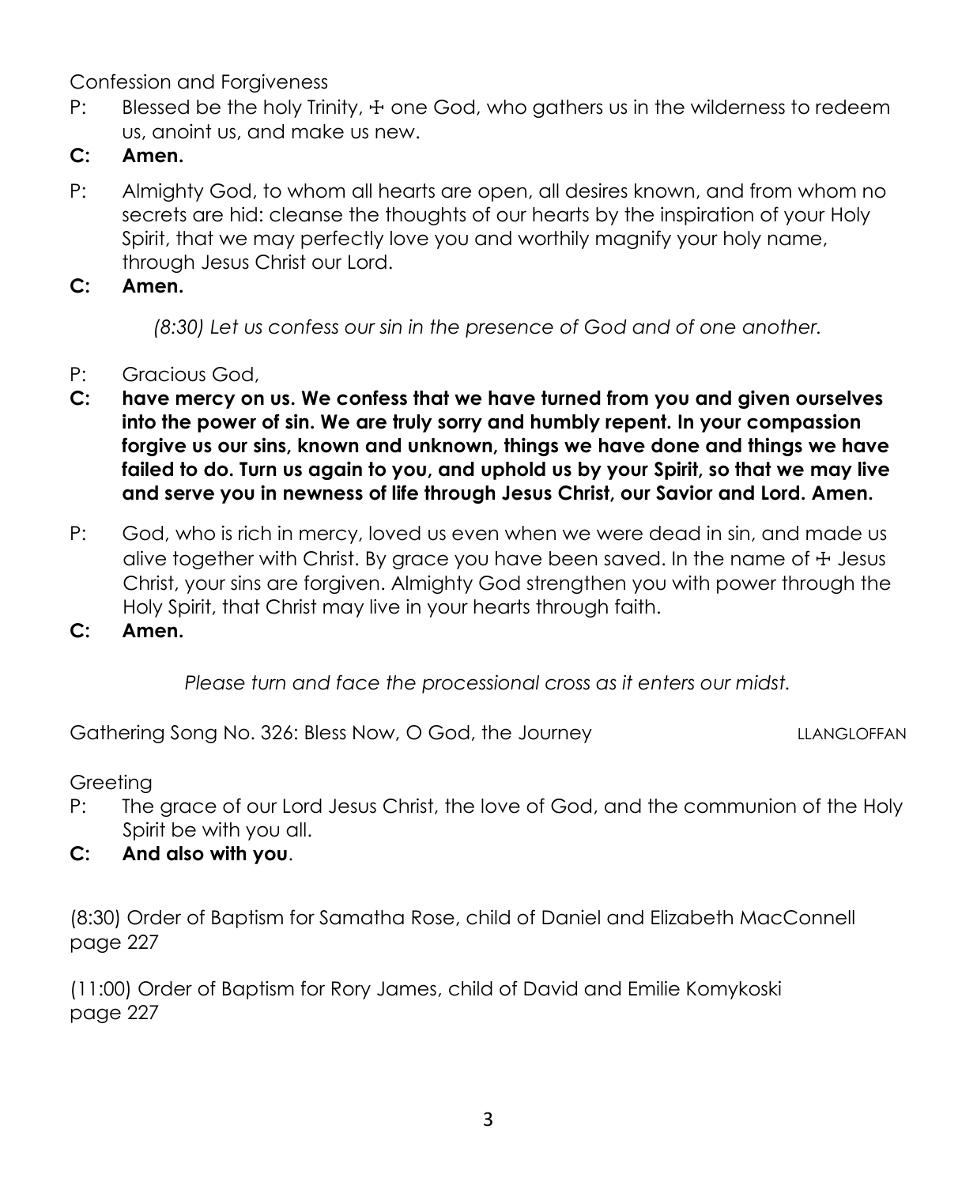Confession and Forgiveness

P: Blessed be the holy Trinity, ☩ one God, who gathers us in the wilderness to redeem us, anoint us, and make us new.

**C: Amen.**

P: Almighty God, to whom all hearts are open, all desires known, and from whom no secrets are hid: cleanse the thoughts of our hearts by the inspiration of your Holy Spirit, that we may perfectly love you and worthily magnify your holy name, through Jesus Christ our Lord.

**C: Amen.**

*(8:30) Let us confess our sin in the presence of God and of one another.*

P: Gracious God,

**C: have mercy on us. We confess that we have turned from you and given ourselves into the power of sin. We are truly sorry and humbly repent. In your compassion forgive us our sins, known and unknown, things we have done and things we have failed to do. Turn us again to you, and uphold us by your Spirit, so that we may live and serve you in newness of life through Jesus Christ, our Savior and Lord. Amen.**

P: God, who is rich in mercy, loved us even when we were dead in sin, and made us alive together with Christ. By grace you have been saved. In the name of ☩ Jesus Christ, your sins are forgiven. Almighty God strengthen you with power through the Holy Spirit, that Christ may live in your hearts through faith.

**C: Amen.**

*Please turn and face the processional cross as it enters our midst.*

Gathering Song No. 326: Bless Now, O God, the Journey LLANGLOFFAN

Greeting

P: The grace of our Lord Jesus Christ, the love of God, and the communion of the Holy Spirit be with you all.

**C: And also with you**.

(8:30) Order of Baptism for Samatha Rose, child of Daniel and Elizabeth MacConnell page 227

(11:00) Order of Baptism for Rory James, child of David and Emilie Komykoski page 227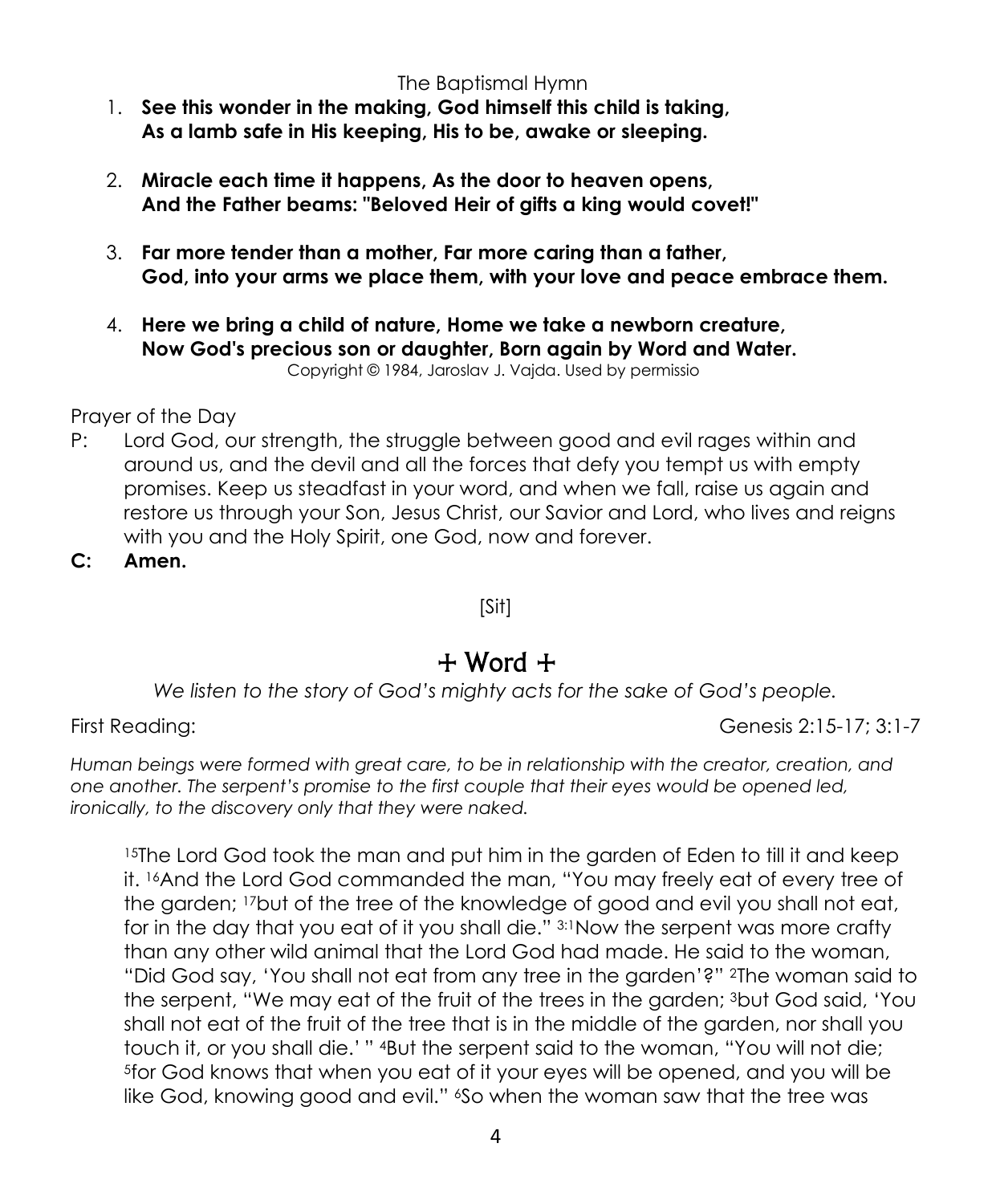The Baptismal Hymn

1. **See this wonder in the making, God himself this child is taking, As a lamb safe in His keeping, His to be, awake or sleeping.**

2. **Miracle each time it happens, As the door to heaven opens, And the Father beams: "Beloved Heir of gifts a king would covet!"**

3. **Far more tender than a mother, Far more caring than a father, God, into your arms we place them, with your love and peace embrace them.**

4. **Here we bring a child of nature, Home we take a newborn creature, Now God's precious son or daughter, Born again by Word and Water.**

Copyright © 1984, Jaroslav J. Vajda. Used by permissio

Prayer of the Day

P: Lord God, our strength, the struggle between good and evil rages within and around us, and the devil and all the forces that defy you tempt us with empty promises. Keep us steadfast in your word, and when we fall, raise us again and restore us through your Son, Jesus Christ, our Savior and Lord, who lives and reigns with you and the Holy Spirit, one God, now and forever.

**C: Amen.**

[Sit]

# + Word +

*We listen to the story of God's mighty acts for the sake of God's people.*

First Reading: Genesis 2:15-17; 3:1-7

*Human beings were formed with great care, to be in relationship with the creator, creation, and one another. The serpent's promise to the first couple that their eyes would be opened led, ironically, to the discovery only that they were naked.*

[15]The Lord God took the man and put him in the garden of Eden to till it and keep it. [16]And the Lord God commanded the man, "You may freely eat of every tree of the garden; [17]but of the tree of the knowledge of good and evil you shall not eat, for in the day that you eat of it you shall die." [3:1]Now the serpent was more crafty than any other wild animal that the Lord God had made. He said to the woman, "Did God say, 'You shall not eat from any tree in the garden'?" [2]The woman said to the serpent, "We may eat of the fruit of the trees in the garden; [3]but God said, 'You shall not eat of the fruit of the tree that is in the middle of the garden, nor shall you touch it, or you shall die.' " [4]But the serpent said to the woman, "You will not die; [5]for God knows that when you eat of it your eyes will be opened, and you will be like God, knowing good and evil." [6]So when the woman saw that the tree was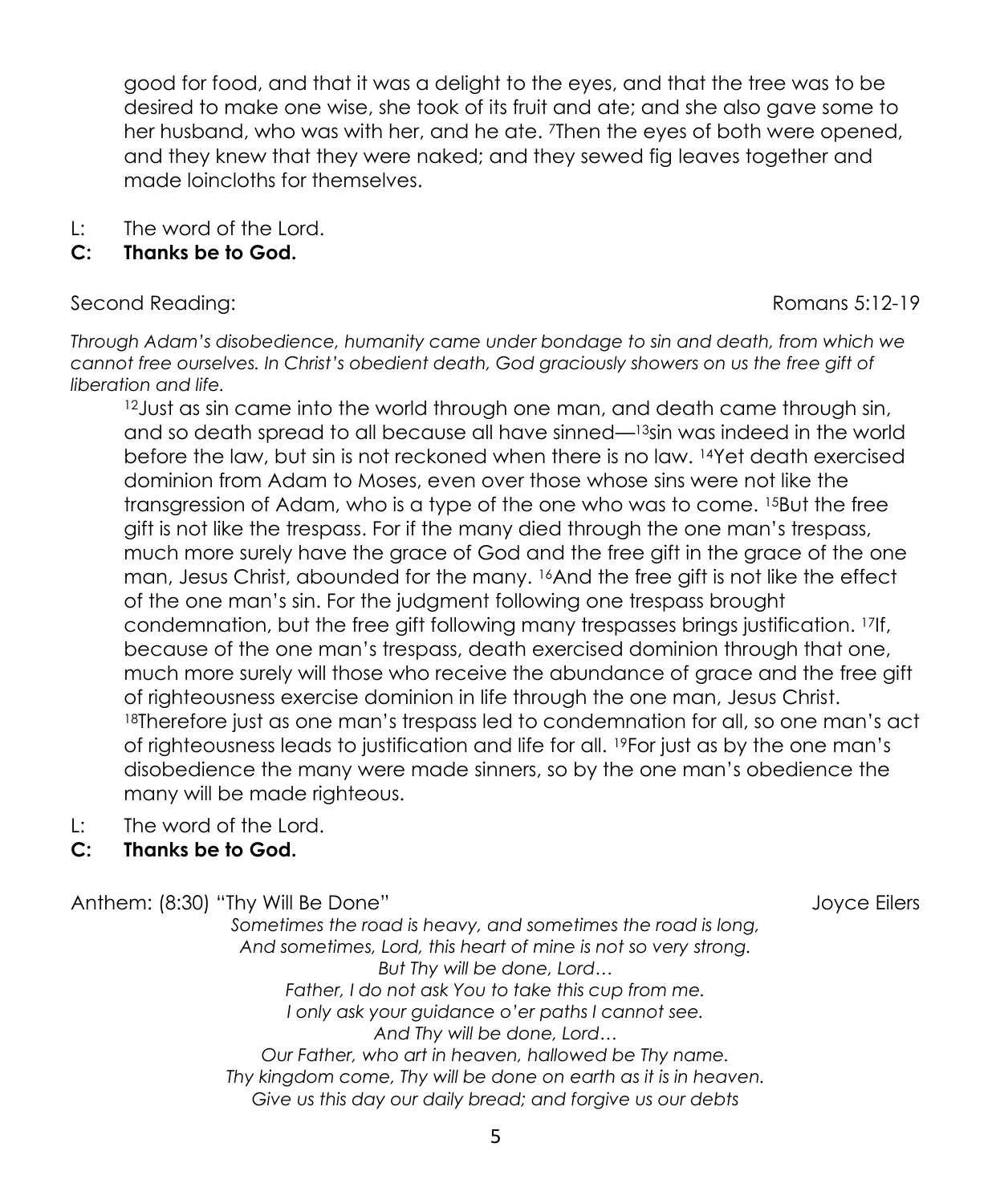good for food, and that it was a delight to the eyes, and that the tree was to be desired to make one wise, she took of its fruit and ate; and she also gave some to her husband, who was with her, and he ate. [7]Then the eyes of both were opened, and they knew that they were naked; and they sewed fig leaves together and made loincloths for themselves.

L: The word of the Lord.
**C: Thanks be to God.**

Second Reading: Romans 5:12-19

*Through Adam's disobedience, humanity came under bondage to sin and death, from which we cannot free ourselves. In Christ's obedient death, God graciously showers on us the free gift of liberation and life.*

[12]Just as sin came into the world through one man, and death came through sin, and so death spread to all because all have sinned—[13]sin was indeed in the world before the law, but sin is not reckoned when there is no law. [14]Yet death exercised dominion from Adam to Moses, even over those whose sins were not like the transgression of Adam, who is a type of the one who was to come. [15]But the free gift is not like the trespass. For if the many died through the one man's trespass, much more surely have the grace of God and the free gift in the grace of the one man, Jesus Christ, abounded for the many. [16]And the free gift is not like the effect of the one man's sin. For the judgment following one trespass brought condemnation, but the free gift following many trespasses brings justification. [17]If, because of the one man's trespass, death exercised dominion through that one, much more surely will those who receive the abundance of grace and the free gift of righteousness exercise dominion in life through the one man, Jesus Christ. [18]Therefore just as one man's trespass led to condemnation for all, so one man's act of righteousness leads to justification and life for all. [19]For just as by the one man's disobedience the many were made sinners, so by the one man's obedience the many will be made righteous.

L: The word of the Lord.
**C: Thanks be to God.**

Anthem: (8:30) "Thy Will Be Done" Joyce Eilers

*Sometimes the road is heavy, and sometimes the road is long,*
*And sometimes, Lord, this heart of mine is not so very strong.*
*But Thy will be done, Lord…*
*Father, I do not ask You to take this cup from me.*
*I only ask your guidance o'er paths I cannot see.*
*And Thy will be done, Lord…*
*Our Father, who art in heaven, hallowed be Thy name.*
*Thy kingdom come, Thy will be done on earth as it is in heaven.*
*Give us this day our daily bread; and forgive us our debts*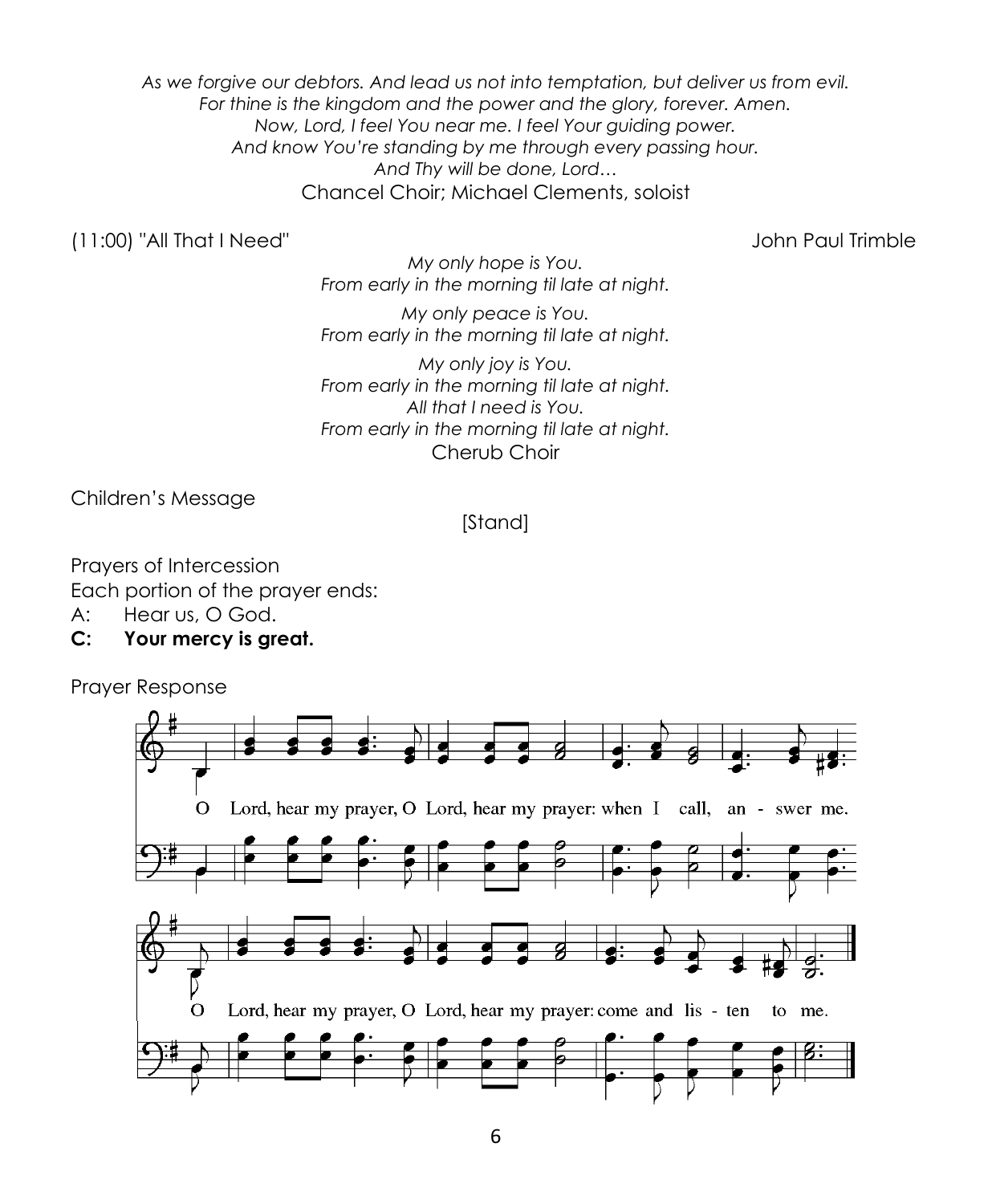*As we forgive our debtors. And lead us not into temptation, but deliver us from evil.*
*For thine is the kingdom and the power and the glory, forever. Amen.*
*Now, Lord, I feel You near me. I feel Your guiding power.*
*And know You're standing by me through every passing hour.*
*And Thy will be done, Lord…*
Chancel Choir; Michael Clements, soloist

(11:00) "All That I Need" John Paul Trimble

*My only hope is You.*
*From early in the morning til late at night.*

*My only peace is You.*
*From early in the morning til late at night.*

*My only joy is You.*
*From early in the morning til late at night.*
*All that I need is You.*
*From early in the morning til late at night.*
Cherub Choir

Children's Message

[Stand]

Prayers of Intercession
Each portion of the prayer ends:
A: Hear us, O God.
**C: Your mercy is great.**

Prayer Response

O Lord, hear my prayer, O Lord, hear my prayer: when I call, an - swer me.

O Lord, hear my prayer, O Lord, hear my prayer: come and lis - ten to me.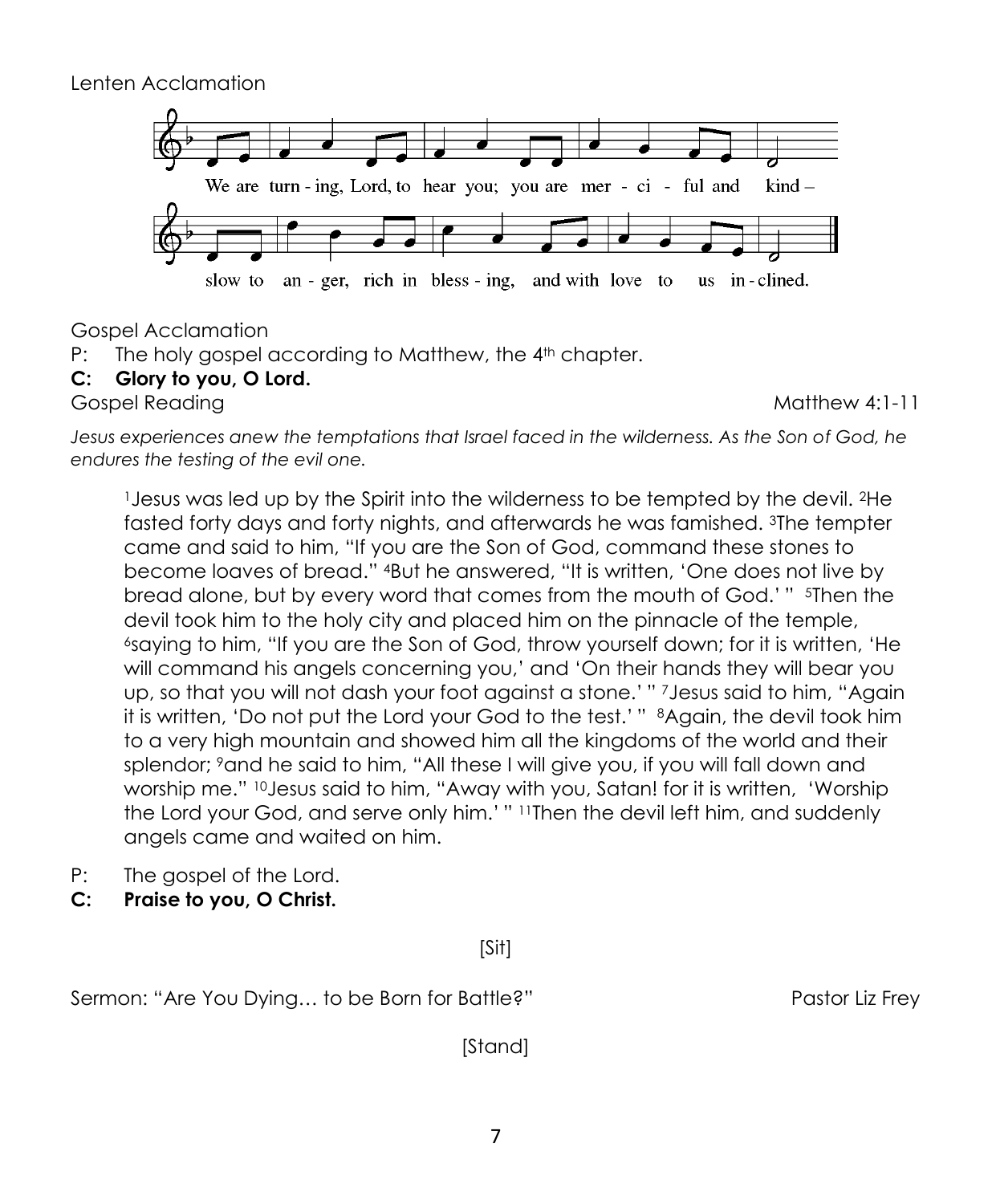Lenten Acclamation

We are turn - ing, Lord, to hear you; you are mer - ci - ful and kind – slow to an - ger, rich in bless - ing, and with love to us in - clined.

Gospel Acclamation

P: The holy gospel according to Matthew, the 4th chapter.

**C: Glory to you, O Lord.**

Gospel Reading Matthew 4:1-11

*Jesus experiences anew the temptations that Israel faced in the wilderness. As the Son of God, he endures the testing of the evil one.*

> [1] Jesus was led up by the Spirit into the wilderness to be tempted by the devil. [2] He fasted forty days and forty nights, and afterwards he was famished. [3] The tempter came and said to him, "If you are the Son of God, command these stones to become loaves of bread." [4] But he answered, "It is written, 'One does not live by bread alone, but by every word that comes from the mouth of God.' " [5] Then the devil took him to the holy city and placed him on the pinnacle of the temple, [6] saying to him, "If you are the Son of God, throw yourself down; for it is written, 'He will command his angels concerning you,' and 'On their hands they will bear you up, so that you will not dash your foot against a stone.' " [7] Jesus said to him, "Again it is written, 'Do not put the Lord your God to the test.' " [8] Again, the devil took him to a very high mountain and showed him all the kingdoms of the world and their splendor; [9] and he said to him, "All these I will give you, if you will fall down and worship me." [10] Jesus said to him, "Away with you, Satan! for it is written, 'Worship the Lord your God, and serve only him.' " [11] Then the devil left him, and suddenly angels came and waited on him.

P: The gospel of the Lord.

**C: Praise to you, O Christ.**

[Sit]

Sermon: "Are You Dying… to be Born for Battle?" Pastor Liz Frey

[Stand]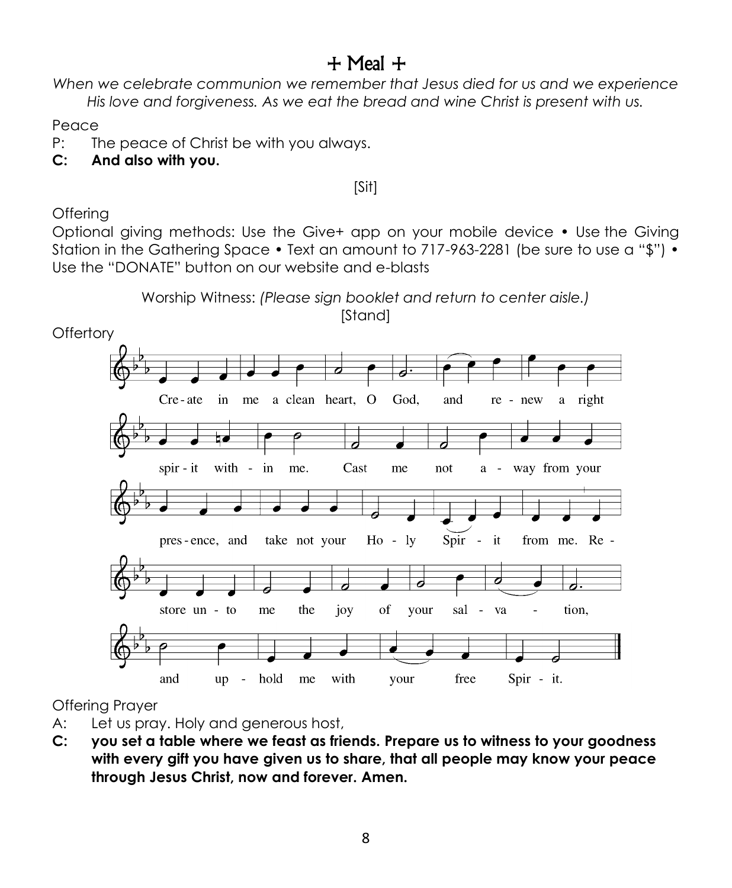# + Meal +

*When we celebrate communion we remember that Jesus died for us and we experience His love and forgiveness. As we eat the bread and wine Christ is present with us.*

Peace

P: The peace of Christ be with you always.

**C: And also with you.**

[Sit]

Offering

Optional giving methods: Use the Give+ app on your mobile device • Use the Giving Station in the Gathering Space • Text an amount to 717-963-2281 (be sure to use a "$") • Use the "DONATE" button on our website and e-blasts

Worship Witness: *(Please sign booklet and return to center aisle.)*

[Stand]

Offertory

Cre-ate in me a clean heart, O God, and re-new a right spir-it with-in me. Cast me not a-way from your pres-ence, and take not your Ho-ly Spir-it from me. Re-store un-to me the joy of your sal-va-tion, and up-hold me with your free Spir-it.

Offering Prayer

A: Let us pray. Holy and generous host,

**C: you set a table where we feast as friends. Prepare us to witness to your goodness with every gift you have given us to share, that all people may know your peace through Jesus Christ, now and forever. Amen.**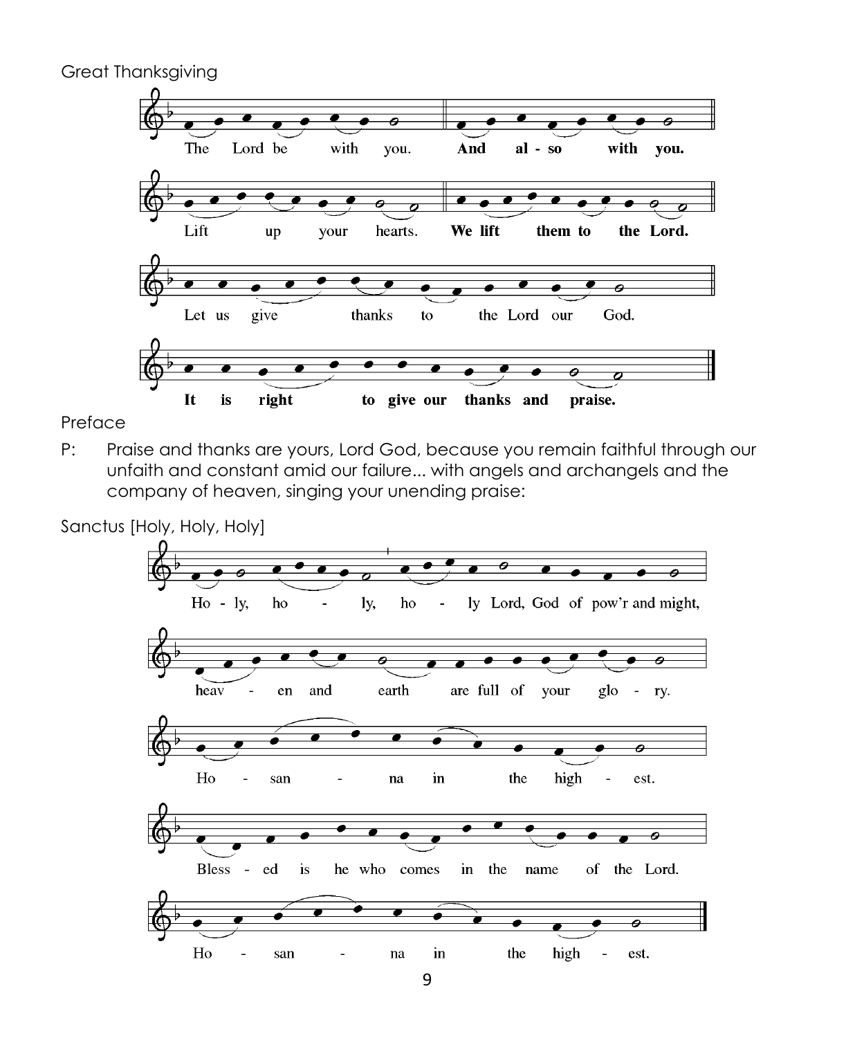Great Thanksgiving

The Lord be with you. **And also with you.**

Lift up your hearts. **We lift them to the Lord.**

Let us give thanks to the Lord our God.

**It is right to give our thanks and praise.**

Preface

P: Praise and thanks are yours, Lord God, because you remain faithful through our unfaith and constant amid our failure... with angels and archangels and the company of heaven, singing your unending praise:

Sanctus [Holy, Holy, Holy]

Ho - ly, ho - ly, ho - ly Lord, God of pow'r and might,

heav - en and earth are full of your glo - ry.

Ho - san - na in the high - est.

Bless - ed is he who comes in the name of the Lord.

Ho - san - na in the high - est.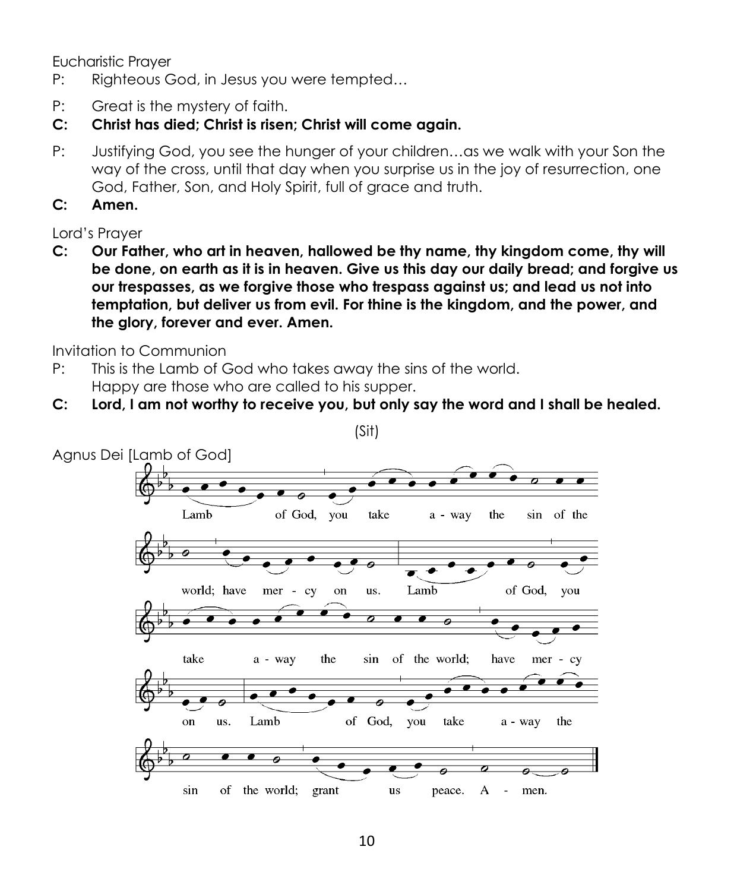Eucharistic Prayer

P: Righteous God, in Jesus you were tempted…

P: Great is the mystery of faith.

**C: Christ has died; Christ is risen; Christ will come again.**

P: Justifying God, you see the hunger of your children…as we walk with your Son the way of the cross, until that day when you surprise us in the joy of resurrection, one God, Father, Son, and Holy Spirit, full of grace and truth.

**C: Amen.**

Lord's Prayer

**C: Our Father, who art in heaven, hallowed be thy name, thy kingdom come, thy will be done, on earth as it is in heaven. Give us this day our daily bread; and forgive us our trespasses, as we forgive those who trespass against us; and lead us not into temptation, but deliver us from evil. For thine is the kingdom, and the power, and the glory, forever and ever. Amen.**

Invitation to Communion

P: This is the Lamb of God who takes away the sins of the world.
Happy are those who are called to his supper.

**C: Lord, I am not worthy to receive you, but only say the word and I shall be healed.**

(Sit)

Agnus Dei [Lamb of God]

Lamb of God, you take a - way the sin of the world; have mer - cy on us. Lamb of God, you take a - way the sin of the world; have mer - cy on us. Lamb of God, you take a - way the sin of the world; grant us peace. A - men.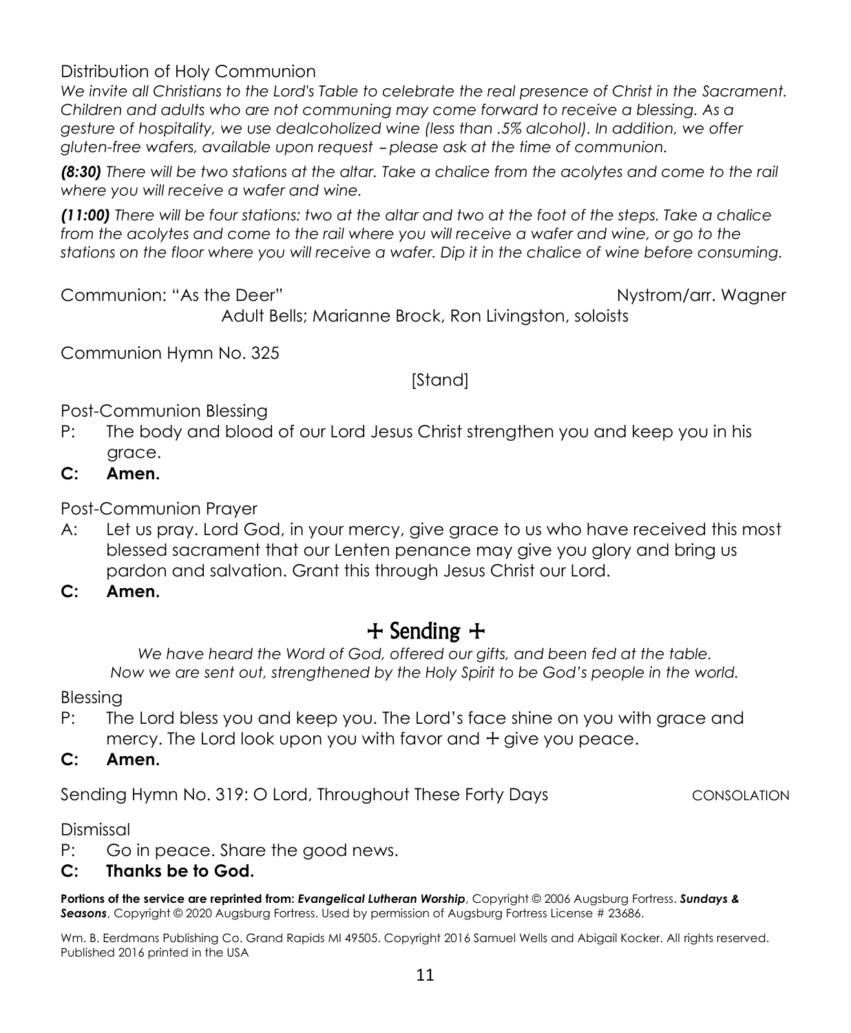Distribution of Holy Communion

*We invite all Christians to the Lord's Table to celebrate the real presence of Christ in the Sacrament. Children and adults who are not communing may come forward to receive a blessing. As a gesture of hospitality, we use dealcoholized wine (less than .5% alcohol). In addition, we offer gluten-free wafers, available upon request – please ask at the time of communion.*

***(8:30)*** *There will be two stations at the altar. Take a chalice from the acolytes and come to the rail where you will receive a wafer and wine.*

***(11:00)*** *There will be four stations: two at the altar and two at the foot of the steps. Take a chalice from the acolytes and come to the rail where you will receive a wafer and wine, or go to the stations on the floor where you will receive a wafer. Dip it in the chalice of wine before consuming.*

Communion: "As the Deer" Nystrom/arr. Wagner

Adult Bells; Marianne Brock, Ron Livingston, soloists

Communion Hymn No. 325

[Stand]

Post-Communion Blessing

P: The body and blood of our Lord Jesus Christ strengthen you and keep you in his grace.

**C: Amen.**

Post-Communion Prayer

A: Let us pray. Lord God, in your mercy, give grace to us who have received this most blessed sacrament that our Lenten penance may give you glory and bring us pardon and salvation. Grant this through Jesus Christ our Lord.

**C: Amen.**

## + Sending +

*We have heard the Word of God, offered our gifts, and been fed at the table.*
*Now we are sent out, strengthened by the Holy Spirit to be God's people in the world.*

Blessing

P: The Lord bless you and keep you. The Lord's face shine on you with grace and mercy. The Lord look upon you with favor and + give you peace.

**C: Amen.**

Sending Hymn No. 319: O Lord, Throughout These Forty Days CONSOLATION

Dismissal

P: Go in peace. Share the good news.

**C: Thanks be to God.**

**Portions of the service are reprinted from:** ***Evangelical Lutheran Worship***, Copyright © 2006 Augsburg Fortress. ***Sundays & Seasons***, Copyright © 2020 Augsburg Fortress. Used by permission of Augsburg Fortress License # 23686.

Wm. B. Eerdmans Publishing Co. Grand Rapids MI 49505. Copyright 2016 Samuel Wells and Abigail Kocker. All rights reserved. Published 2016 printed in the USA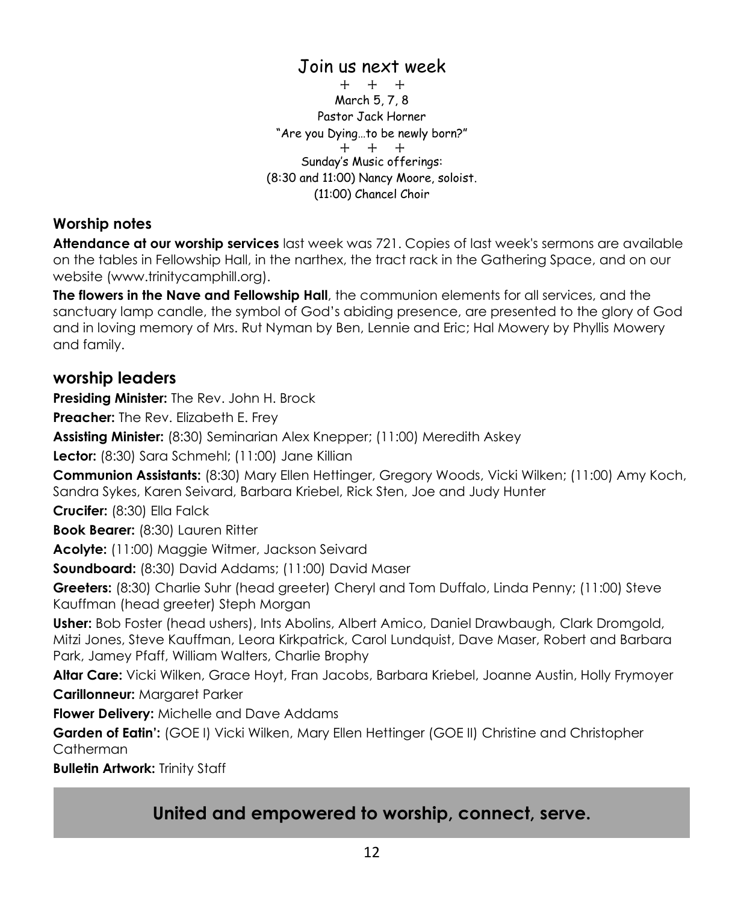## Join us next week

\+ + +

March 5, 7, 8

Pastor Jack Horner

"Are you Dying…to be newly born?"

\+ + +

Sunday's Music offerings:

(8:30 and 11:00) Nancy Moore, soloist.

(11:00) Chancel Choir

### Worship notes

**Attendance at our worship services** last week was 721. Copies of last week's sermons are available on the tables in Fellowship Hall, in the narthex, the tract rack in the Gathering Space, and on our website (www.trinitycamphill.org).

**The flowers in the Nave and Fellowship Hall**, the communion elements for all services, and the sanctuary lamp candle, the symbol of God's abiding presence, are presented to the glory of God and in loving memory of Mrs. Rut Nyman by Ben, Lennie and Eric; Hal Mowery by Phyllis Mowery and family.

## worship leaders

**Presiding Minister:** The Rev. John H. Brock

**Preacher:** The Rev. Elizabeth E. Frey

**Assisting Minister:** (8:30) Seminarian Alex Knepper; (11:00) Meredith Askey

**Lector:** (8:30) Sara Schmehl; (11:00) Jane Killian

**Communion Assistants:** (8:30) Mary Ellen Hettinger, Gregory Woods, Vicki Wilken; (11:00) Amy Koch, Sandra Sykes, Karen Seivard, Barbara Kriebel, Rick Sten, Joe and Judy Hunter

**Crucifer:** (8:30) Ella Falck

**Book Bearer:** (8:30) Lauren Ritter

**Acolyte:** (11:00) Maggie Witmer, Jackson Seivard

**Soundboard:** (8:30) David Addams; (11:00) David Maser

**Greeters:** (8:30) Charlie Suhr (head greeter) Cheryl and Tom Duffalo, Linda Penny; (11:00) Steve Kauffman (head greeter) Steph Morgan

**Usher:** Bob Foster (head ushers), Ints Abolins, Albert Amico, Daniel Drawbaugh, Clark Dromgold, Mitzi Jones, Steve Kauffman, Leora Kirkpatrick, Carol Lundquist, Dave Maser, Robert and Barbara Park, Jamey Pfaff, William Walters, Charlie Brophy

**Altar Care:** Vicki Wilken, Grace Hoyt, Fran Jacobs, Barbara Kriebel, Joanne Austin, Holly Frymoyer

**Carillonneur:** Margaret Parker

**Flower Delivery:** Michelle and Dave Addams

**Garden of Eatin':** (GOE I) Vicki Wilken, Mary Ellen Hettinger (GOE II) Christine and Christopher Catherman

**Bulletin Artwork:** Trinity Staff

**United and empowered to worship, connect, serve.**